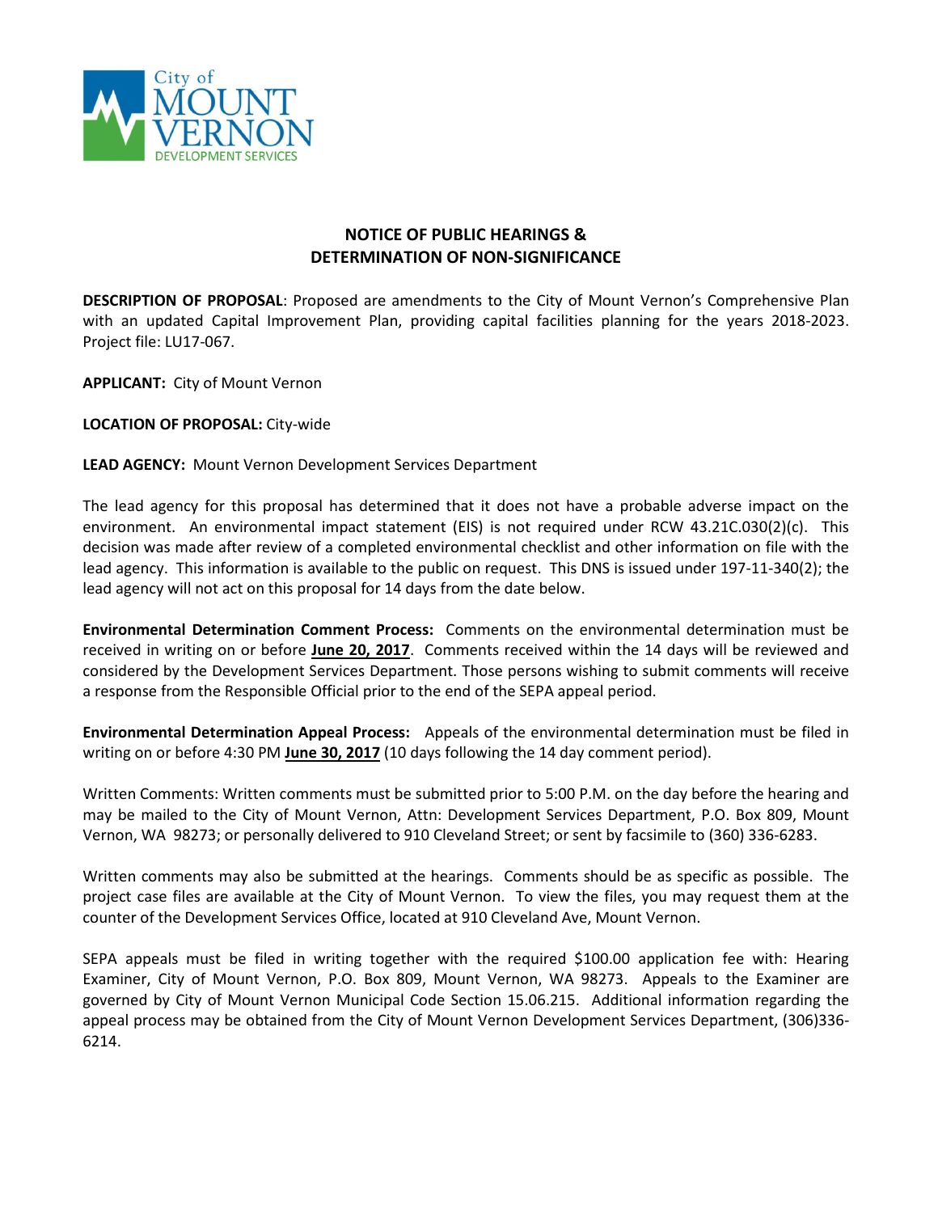# NOTICE OF PUBLIC HEARINGS & DETERMINATION OF NON-SIGNIFICANCE

**DESCRIPTION OF PROPOSAL**: Proposed are amendments to the City of Mount Vernon's Comprehensive Plan with an updated Capital Improvement Plan, providing capital facilities planning for the years 2018-2023. Project file: LU17-067.

**APPLICANT:** City of Mount Vernon

**LOCATION OF PROPOSAL:** City-wide

**LEAD AGENCY:** Mount Vernon Development Services Department

The lead agency for this proposal has determined that it does not have a probable adverse impact on the environment. An environmental impact statement (EIS) is not required under RCW 43.21C.030(2)(c). This decision was made after review of a completed environmental checklist and other information on file with the lead agency. This information is available to the public on request. This DNS is issued under 197-11-340(2); the lead agency will not act on this proposal for 14 days from the date below.

**Environmental Determination Comment Process:** Comments on the environmental determination must be received in writing on or before **June 20, 2017**. Comments received within the 14 days will be reviewed and considered by the Development Services Department. Those persons wishing to submit comments will receive a response from the Responsible Official prior to the end of the SEPA appeal period.

**Environmental Determination Appeal Process:** Appeals of the environmental determination must be filed in writing on or before 4:30 PM **June 30, 2017** (10 days following the 14 day comment period).

Written Comments: Written comments must be submitted prior to 5:00 P.M. on the day before the hearing and may be mailed to the City of Mount Vernon, Attn: Development Services Department, P.O. Box 809, Mount Vernon, WA 98273; or personally delivered to 910 Cleveland Street; or sent by facsimile to (360) 336-6283.

Written comments may also be submitted at the hearings. Comments should be as specific as possible. The project case files are available at the City of Mount Vernon. To view the files, you may request them at the counter of the Development Services Office, located at 910 Cleveland Ave, Mount Vernon.

SEPA appeals must be filed in writing together with the required $100.00 application fee with: Hearing Examiner, City of Mount Vernon, P.O. Box 809, Mount Vernon, WA 98273. Appeals to the Examiner are governed by City of Mount Vernon Municipal Code Section 15.06.215. Additional information regarding the appeal process may be obtained from the City of Mount Vernon Development Services Department, (306)336-6214.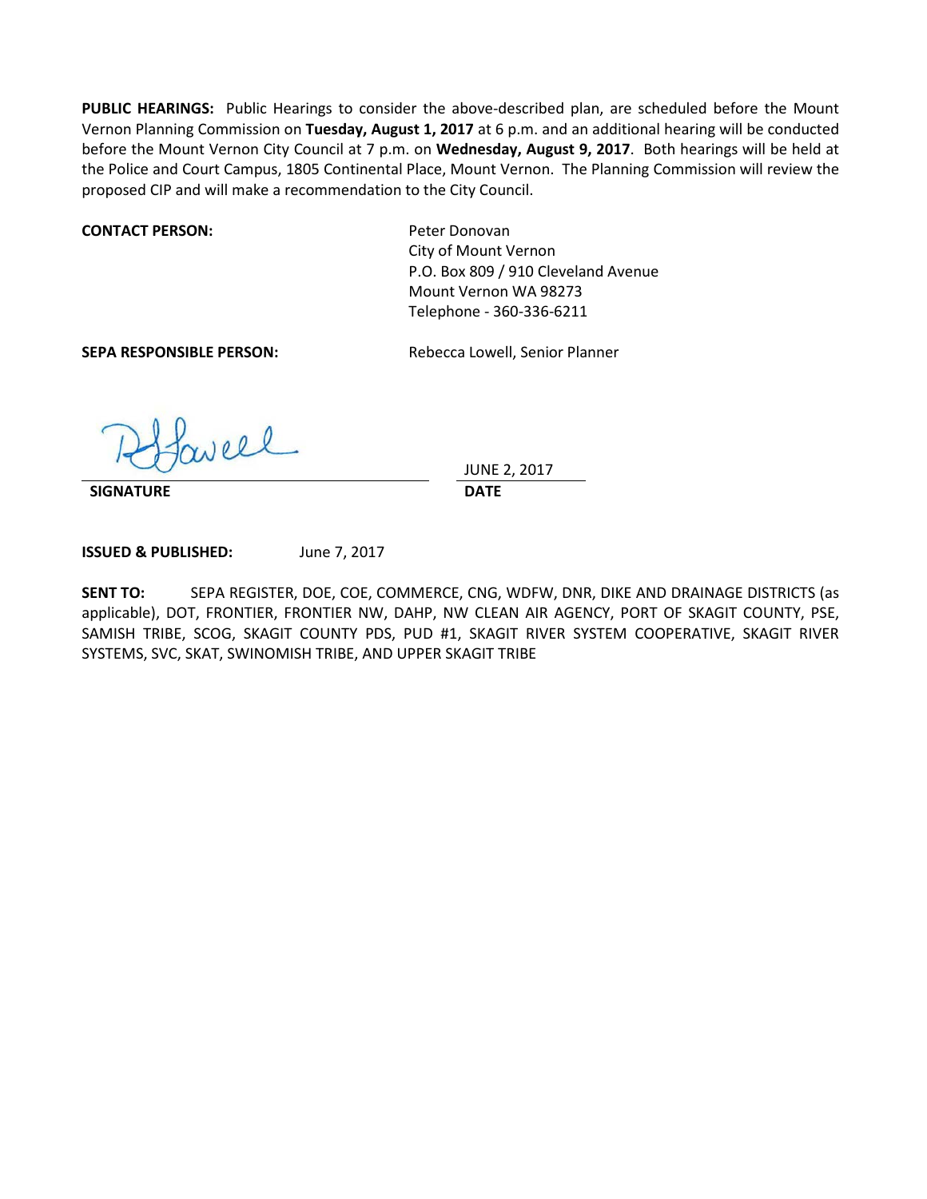**PUBLIC HEARINGS:** Public Hearings to consider the above-described plan, are scheduled before the Mount Vernon Planning Commission on **Tuesday, August 1, 2017** at 6 p.m. and an additional hearing will be conducted before the Mount Vernon City Council at 7 p.m. on **Wednesday, August 9, 2017**. Both hearings will be held at the Police and Court Campus, 1805 Continental Place, Mount Vernon. The Planning Commission will review the proposed CIP and will make a recommendation to the City Council.

**CONTACT PERSON:**

Peter Donovan
City of Mount Vernon
P.O. Box 809 / 910 Cleveland Avenue
Mount Vernon WA 98273
Telephone - 360-336-6211

**SEPA RESPONSIBLE PERSON:** Rebecca Lowell, Senior Planner

**SIGNATURE**

JUNE 2, 2017
**DATE**

**ISSUED & PUBLISHED:** June 7, 2017

**SENT TO:** SEPA REGISTER, DOE, COE, COMMERCE, CNG, WDFW, DNR, DIKE AND DRAINAGE DISTRICTS (as applicable), DOT, FRONTIER, FRONTIER NW, DAHP, NW CLEAN AIR AGENCY, PORT OF SKAGIT COUNTY, PSE, SAMISH TRIBE, SCOG, SKAGIT COUNTY PDS, PUD #1, SKAGIT RIVER SYSTEM COOPERATIVE, SKAGIT RIVER SYSTEMS, SVC, SKAT, SWINOMISH TRIBE, AND UPPER SKAGIT TRIBE